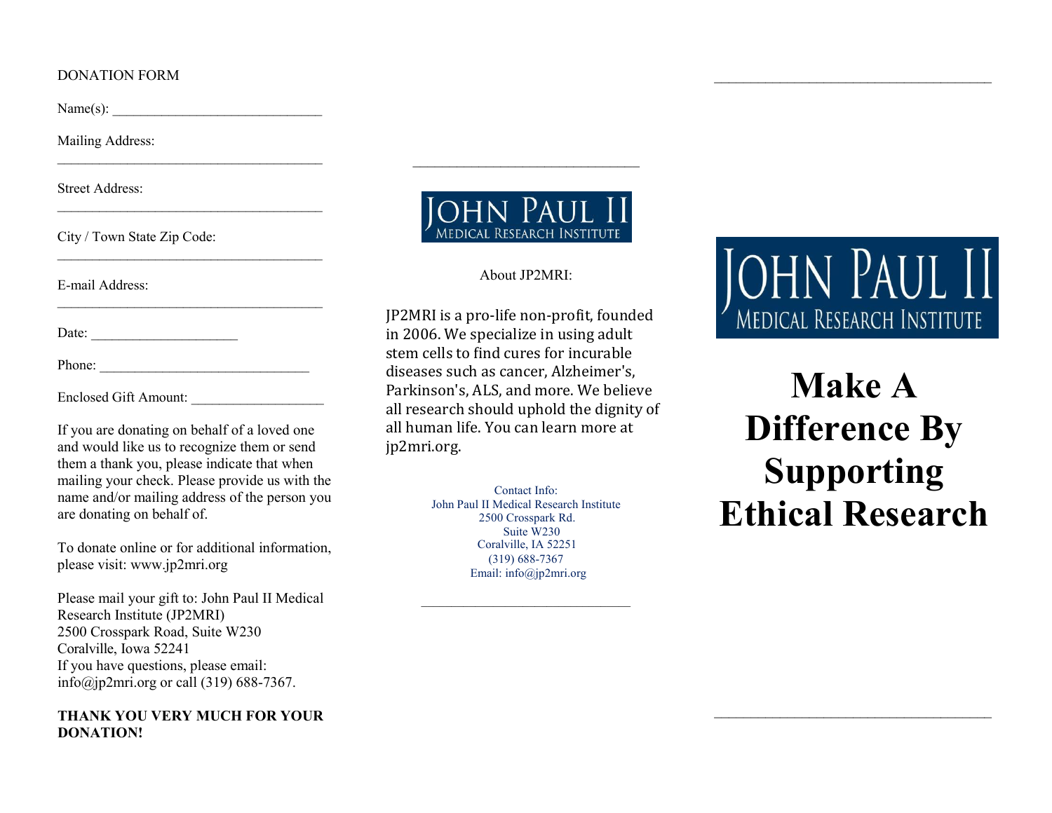DONATION FORM

Name(s): ______________________________

Mailing Address:
______________________________________

Street Address:
______________________________________

City / Town State Zip Code:
______________________________________

E-mail Address:
______________________________________

Date: ____________________

Phone: ______________________________

Enclosed Gift Amount: __________________

If you are donating on behalf of a loved one and would like us to recognize them or send them a thank you, please indicate that when mailing your check. Please provide us with the name and/or mailing address of the person you are donating on behalf of.

To donate online or for additional information, please visit: www.jp2mri.org

Please mail your gift to: John Paul II Medical Research Institute (JP2MRI)
2500 Crosspark Road, Suite W230
Coralville, Iowa 52241
If you have questions, please email: info@jp2mri.org or call (319) 688-7367.

**THANK YOU VERY MUCH FOR YOUR DONATION!**

---

JOHN PAUL II
MEDICAL RESEARCH INSTITUTE

About JP2MRI:

JP2MRI is a pro-life non-profit, founded in 2006. We specialize in using adult stem cells to find cures for incurable diseases such as cancer, Alzheimer's, Parkinson's, ALS, and more. We believe all research should uphold the dignity of all human life. You can learn more at jp2mri.org.

Contact Info:
John Paul II Medical Research Institute
2500 Crosspark Rd.
Suite W230
Coralville, IA 52251
(319) 688-7367
Email: info@jp2mri.org

---

JOHN PAUL II
MEDICAL RESEARCH INSTITUTE

# Make A Difference By Supporting Ethical Research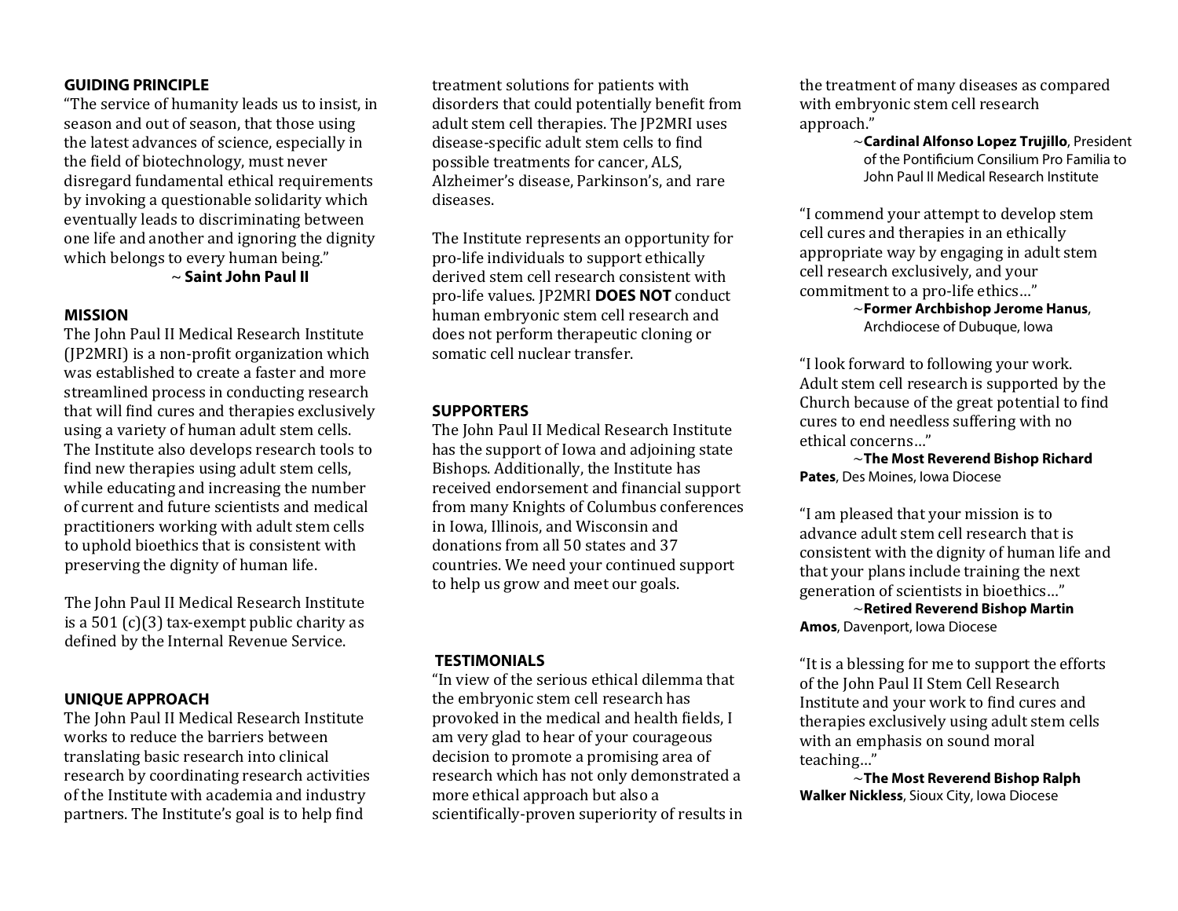## GUIDING PRINCIPLE

"The service of humanity leads us to insist, in season and out of season, that those using the latest advances of science, especially in the field of biotechnology, must never disregard fundamental ethical requirements by invoking a questionable solidarity which eventually leads to discriminating between one life and another and ignoring the dignity which belongs to every human being."

~ **Saint John Paul II**

## MISSION

The John Paul II Medical Research Institute (JP2MRI) is a non-profit organization which was established to create a faster and more streamlined process in conducting research that will find cures and therapies exclusively using a variety of human adult stem cells. The Institute also develops research tools to find new therapies using adult stem cells, while educating and increasing the number of current and future scientists and medical practitioners working with adult stem cells to uphold bioethics that is consistent with preserving the dignity of human life.

The John Paul II Medical Research Institute is a 501 (c)(3) tax-exempt public charity as defined by the Internal Revenue Service.

## UNIQUE APPROACH

The John Paul II Medical Research Institute works to reduce the barriers between translating basic research into clinical research by coordinating research activities of the Institute with academia and industry partners. The Institute's goal is to help find treatment solutions for patients with disorders that could potentially benefit from adult stem cell therapies. The JP2MRI uses disease-specific adult stem cells to find possible treatments for cancer, ALS, Alzheimer's disease, Parkinson's, and rare diseases.

The Institute represents an opportunity for pro-life individuals to support ethically derived stem cell research consistent with pro-life values. JP2MRI **DOES NOT** conduct human embryonic stem cell research and does not perform therapeutic cloning or somatic cell nuclear transfer.

## SUPPORTERS

The John Paul II Medical Research Institute has the support of Iowa and adjoining state Bishops. Additionally, the Institute has received endorsement and financial support from many Knights of Columbus conferences in Iowa, Illinois, and Wisconsin and donations from all 50 states and 37 countries. We need your continued support to help us grow and meet our goals.

## TESTIMONIALS

"In view of the serious ethical dilemma that the embryonic stem cell research has provoked in the medical and health fields, I am very glad to hear of your courageous decision to promote a promising area of research which has not only demonstrated a more ethical approach but also a scientifically-proven superiority of results in the treatment of many diseases as compared with embryonic stem cell research approach."

~**Cardinal Alfonso Lopez Trujillo**, President of the Pontificium Consilium Pro Familia to John Paul II Medical Research Institute

"I commend your attempt to develop stem cell cures and therapies in an ethically appropriate way by engaging in adult stem cell research exclusively, and your commitment to a pro-life ethics…"

~**Former Archbishop Jerome Hanus**, Archdiocese of Dubuque, Iowa

"I look forward to following your work. Adult stem cell research is supported by the Church because of the great potential to find cures to end needless suffering with no ethical concerns…"

~**The Most Reverend Bishop Richard Pates**, Des Moines, Iowa Diocese

"I am pleased that your mission is to advance adult stem cell research that is consistent with the dignity of human life and that your plans include training the next generation of scientists in bioethics…"

~**Retired Reverend Bishop Martin Amos**, Davenport, Iowa Diocese

"It is a blessing for me to support the efforts of the John Paul II Stem Cell Research Institute and your work to find cures and therapies exclusively using adult stem cells with an emphasis on sound moral teaching…"

~**The Most Reverend Bishop Ralph Walker Nickless**, Sioux City, Iowa Diocese